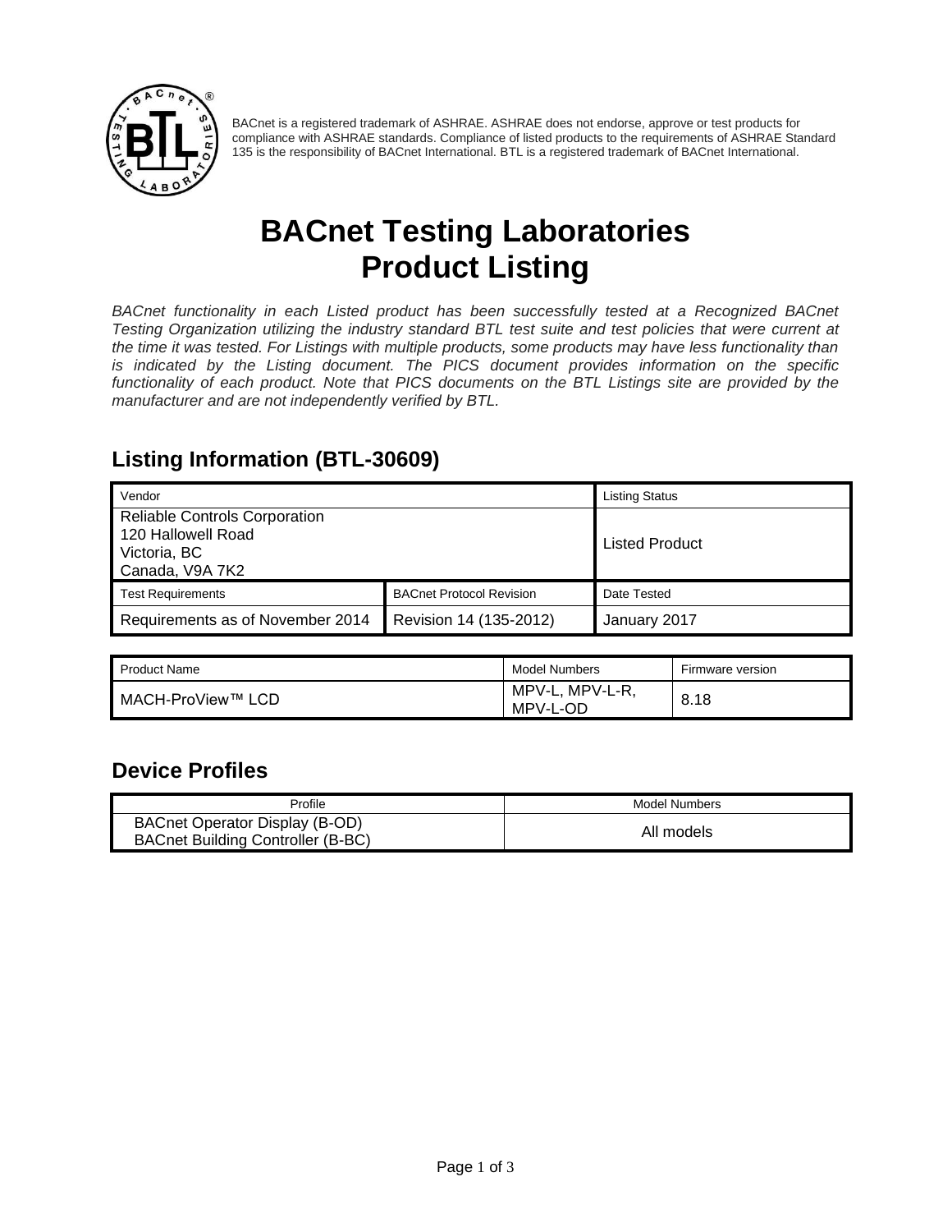BACnet is a registered trademark of ASHRAE. ASHRAE does not endorse, approve or test products for compliance with ASHRAE standards. Compliance of listed products to the requirements of ASHRAE Standard 135 is the responsibility of BACnet International. BTL is a registered trademark of BACnet International.

# BACnet Testing Laboratories
# Product Listing

*BACnet functionality in each Listed product has been successfully tested at a Recognized BACnet Testing Organization utilizing the industry standard BTL test suite and test policies that were current at the time it was tested. For Listings with multiple products, some products may have less functionality than is indicated by the Listing document. The PICS document provides information on the specific functionality of each product. Note that PICS documents on the BTL Listings site are provided by the manufacturer and are not independently verified by BTL.*

## Listing Information (BTL-30609)

| Vendor | | Listing Status |
|---|---|---|
| Reliable Controls Corporation<br>120 Hallowell Road<br>Victoria, BC<br>Canada, V9A 7K2 | | Listed Product |
| **Test Requirements** | **BACnet Protocol Revision** | **Date Tested** |
| Requirements as of November 2014 | Revision 14 (135-2012) | January 2017 |

| Product Name | Model Numbers | Firmware version |
|---|---|---|
| MACH-ProView™ LCD | MPV-L, MPV-L-R, MPV-L-OD | 8.18 |

## Device Profiles

| Profile | Model Numbers |
|---|---|
| BACnet Operator Display (B-OD)<br>BACnet Building Controller (B-BC) | All models |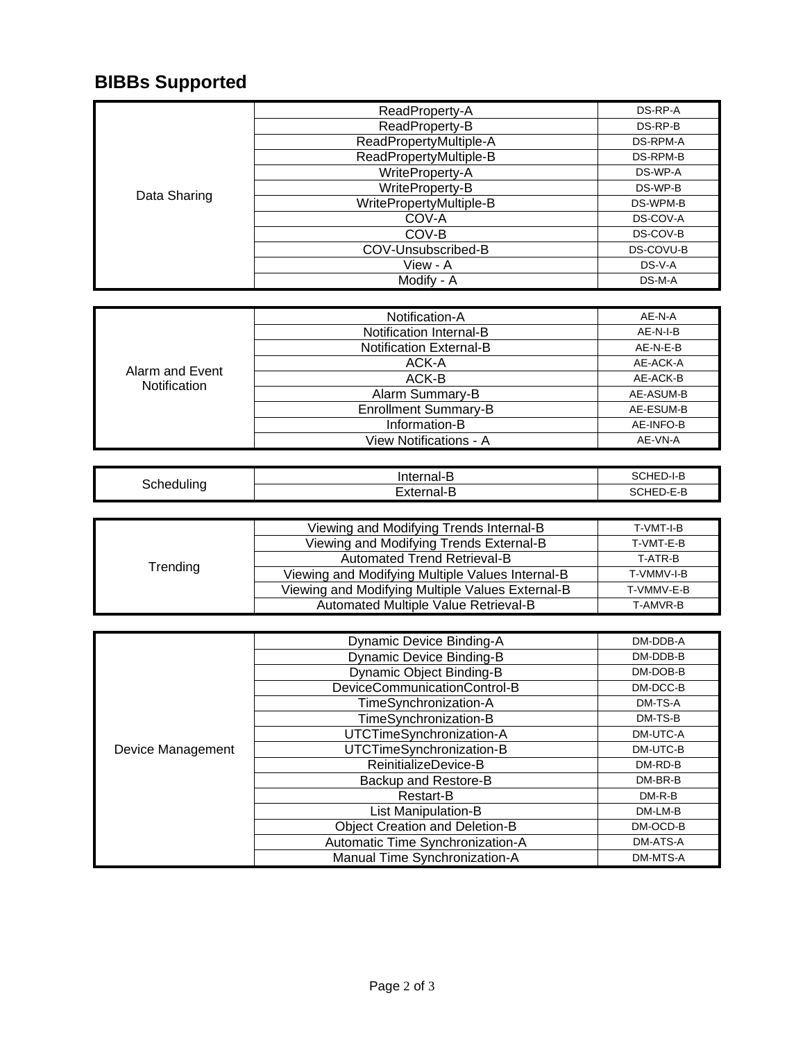## BIBBs Supported

| Category | BIBB | Abbreviation |
|---|---|---|
| Data Sharing | ReadProperty-A | DS-RP-A |
| | ReadProperty-B | DS-RP-B |
| | ReadPropertyMultiple-A | DS-RPM-A |
| | ReadPropertyMultiple-B | DS-RPM-B |
| | WriteProperty-A | DS-WP-A |
| | WriteProperty-B | DS-WP-B |
| | WritePropertyMultiple-B | DS-WPM-B |
| | COV-A | DS-COV-A |
| | COV-B | DS-COV-B |
| | COV-Unsubscribed-B | DS-COVU-B |
| | View - A | DS-V-A |
| | Modify - A | DS-M-A |

| Category | BIBB | Abbreviation |
|---|---|---|
| Alarm and Event Notification | Notification-A | AE-N-A |
| | Notification Internal-B | AE-N-I-B |
| | Notification External-B | AE-N-E-B |
| | ACK-A | AE-ACK-A |
| | ACK-B | AE-ACK-B |
| | Alarm Summary-B | AE-ASUM-B |
| | Enrollment Summary-B | AE-ESUM-B |
| | Information-B | AE-INFO-B |
| | View Notifications - A | AE-VN-A |

| Category | BIBB | Abbreviation |
|---|---|---|
| Scheduling | Internal-B | SCHED-I-B |
| | External-B | SCHED-E-B |

| Category | BIBB | Abbreviation |
|---|---|---|
| Trending | Viewing and Modifying Trends Internal-B | T-VMT-I-B |
| | Viewing and Modifying Trends External-B | T-VMT-E-B |
| | Automated Trend Retrieval-B | T-ATR-B |
| | Viewing and Modifying Multiple Values Internal-B | T-VMMV-I-B |
| | Viewing and Modifying Multiple Values External-B | T-VMMV-E-B |
| | Automated Multiple Value Retrieval-B | T-AMVR-B |

| Category | BIBB | Abbreviation |
|---|---|---|
| Device Management | Dynamic Device Binding-A | DM-DDB-A |
| | Dynamic Device Binding-B | DM-DDB-B |
| | Dynamic Object Binding-B | DM-DOB-B |
| | DeviceCommunicationControl-B | DM-DCC-B |
| | TimeSynchronization-A | DM-TS-A |
| | TimeSynchronization-B | DM-TS-B |
| | UTCTimeSynchronization-A | DM-UTC-A |
| | UTCTimeSynchronization-B | DM-UTC-B |
| | ReinitializeDevice-B | DM-RD-B |
| | Backup and Restore-B | DM-BR-B |
| | Restart-B | DM-R-B |
| | List Manipulation-B | DM-LM-B |
| | Object Creation and Deletion-B | DM-OCD-B |
| | Automatic Time Synchronization-A | DM-ATS-A |
| | Manual Time Synchronization-A | DM-MTS-A |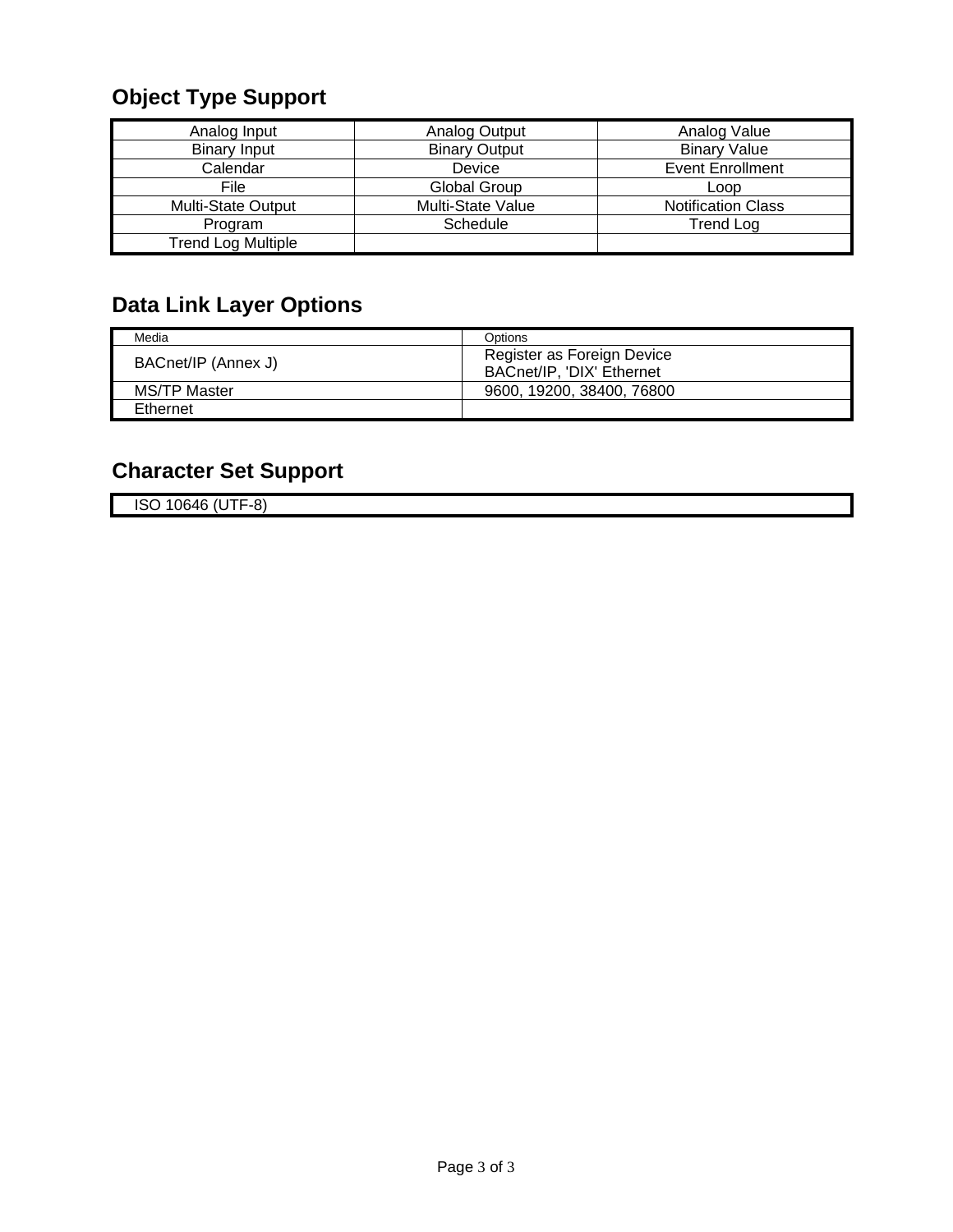## Object Type Support

| | | |
|---|---|---|
| Analog Input | Analog Output | Analog Value |
| Binary Input | Binary Output | Binary Value |
| Calendar | Device | Event Enrollment |
| File | Global Group | Loop |
| Multi-State Output | Multi-State Value | Notification Class |
| Program | Schedule | Trend Log |
| Trend Log Multiple | | |

## Data Link Layer Options

| Media | Options |
|---|---|
| BACnet/IP (Annex J) | Register as Foreign Device<br>BACnet/IP, 'DIX' Ethernet |
| MS/TP Master | 9600, 19200, 38400, 76800 |
| Ethernet | |

## Character Set Support

| |
|---|
| ISO 10646 (UTF-8) |